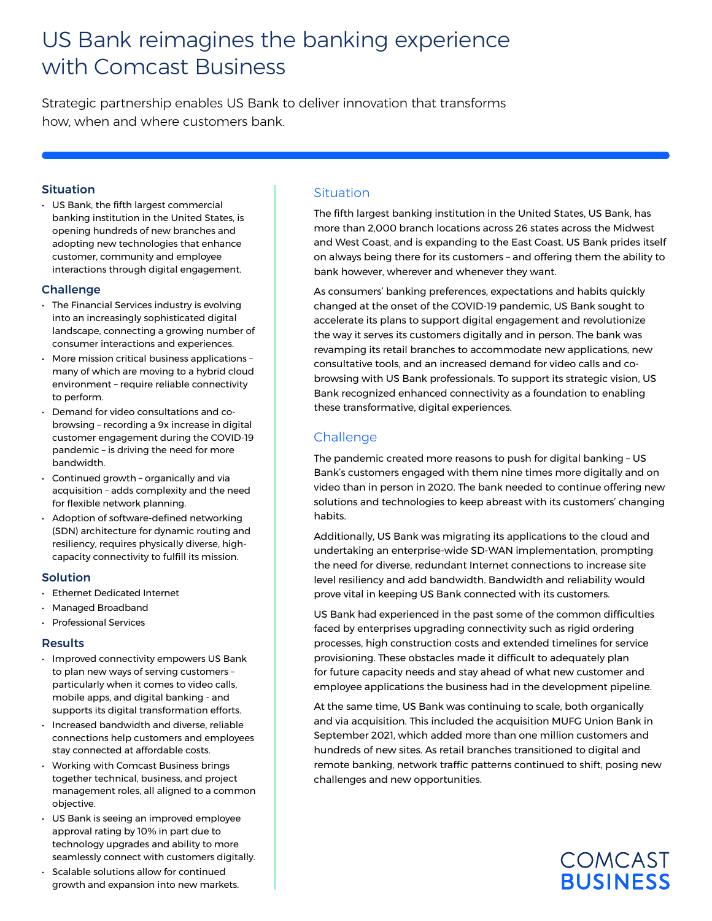# US Bank reimagines the banking experience with Comcast Business

Strategic partnership enables US Bank to deliver innovation that transforms how, when and where customers bank.

### Situation

- US Bank, the fifth largest commercial banking institution in the United States, is opening hundreds of new branches and adopting new technologies that enhance customer, community and employee interactions through digital engagement.

### Challenge

- The Financial Services industry is evolving into an increasingly sophisticated digital landscape, connecting a growing number of consumer interactions and experiences.
- More mission critical business applications – many of which are moving to a hybrid cloud environment – require reliable connectivity to perform.
- Demand for video consultations and co-browsing – recording a 9x increase in digital customer engagement during the COVID-19 pandemic – is driving the need for more bandwidth.
- Continued growth – organically and via acquisition – adds complexity and the need for flexible network planning.
- Adoption of software-defined networking (SDN) architecture for dynamic routing and resiliency, requires physically diverse, high-capacity connectivity to fulfill its mission.

### Solution

- Ethernet Dedicated Internet
- Managed Broadband
- Professional Services

### Results

- Improved connectivity empowers US Bank to plan new ways of serving customers – particularly when it comes to video calls, mobile apps, and digital banking - and supports its digital transformation efforts.
- Increased bandwidth and diverse, reliable connections help customers and employees stay connected at affordable costs.
- Working with Comcast Business brings together technical, business, and project management roles, all aligned to a common objective.
- US Bank is seeing an improved employee approval rating by 10% in part due to technology upgrades and ability to more seamlessly connect with customers digitally.
- Scalable solutions allow for continued growth and expansion into new markets.

## Situation

The fifth largest banking institution in the United States, US Bank, has more than 2,000 branch locations across 26 states across the Midwest and West Coast, and is expanding to the East Coast. US Bank prides itself on always being there for its customers – and offering them the ability to bank however, wherever and whenever they want.

As consumers' banking preferences, expectations and habits quickly changed at the onset of the COVID-19 pandemic, US Bank sought to accelerate its plans to support digital engagement and revolutionize the way it serves its customers digitally and in person. The bank was revamping its retail branches to accommodate new applications, new consultative tools, and an increased demand for video calls and co-browsing with US Bank professionals. To support its strategic vision, US Bank recognized enhanced connectivity as a foundation to enabling these transformative, digital experiences.

## Challenge

The pandemic created more reasons to push for digital banking – US Bank's customers engaged with them nine times more digitally and on video than in person in 2020. The bank needed to continue offering new solutions and technologies to keep abreast with its customers' changing habits.

Additionally, US Bank was migrating its applications to the cloud and undertaking an enterprise-wide SD-WAN implementation, prompting the need for diverse, redundant Internet connections to increase site level resiliency and add bandwidth. Bandwidth and reliability would prove vital in keeping US Bank connected with its customers.

US Bank had experienced in the past some of the common difficulties faced by enterprises upgrading connectivity such as rigid ordering processes, high construction costs and extended timelines for service provisioning. These obstacles made it difficult to adequately plan for future capacity needs and stay ahead of what new customer and employee applications the business had in the development pipeline.

At the same time, US Bank was continuing to scale, both organically and via acquisition. This included the acquisition MUFG Union Bank in September 2021, which added more than one million customers and hundreds of new sites. As retail branches transitioned to digital and remote banking, network traffic patterns continued to shift, posing new challenges and new opportunities.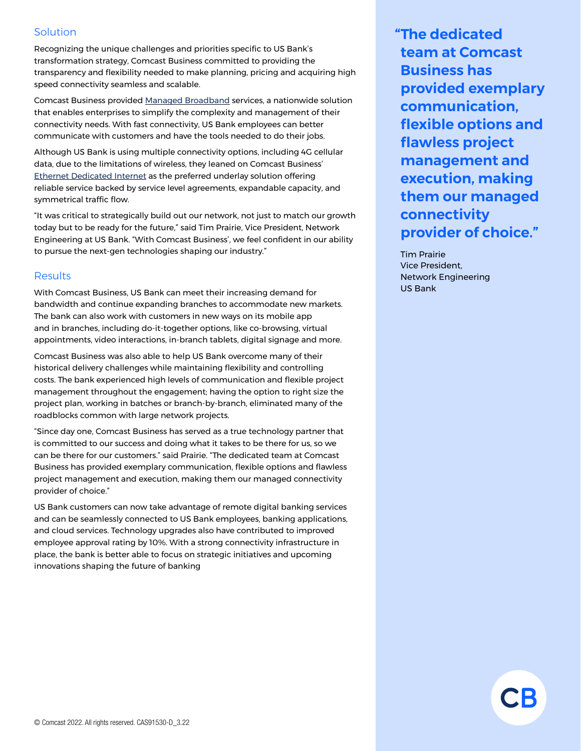## Solution

Recognizing the unique challenges and priorities specific to US Bank's transformation strategy, Comcast Business committed to providing the transparency and flexibility needed to make planning, pricing and acquiring high speed connectivity seamless and scalable.

Comcast Business provided Managed Broadband services, a nationwide solution that enables enterprises to simplify the complexity and management of their connectivity needs. With fast connectivity, US Bank employees can better communicate with customers and have the tools needed to do their jobs.

Although US Bank is using multiple connectivity options, including 4G cellular data, due to the limitations of wireless, they leaned on Comcast Business' Ethernet Dedicated Internet as the preferred underlay solution offering reliable service backed by service level agreements, expandable capacity, and symmetrical traffic flow.

"It was critical to strategically build out our network, not just to match our growth today but to be ready for the future," said Tim Prairie, Vice President, Network Engineering at US Bank. "With Comcast Business', we feel confident in our ability to pursue the next-gen technologies shaping our industry."

## Results

With Comcast Business, US Bank can meet their increasing demand for bandwidth and continue expanding branches to accommodate new markets. The bank can also work with customers in new ways on its mobile app and in branches, including do-it-together options, like co-browsing, virtual appointments, video interactions, in-branch tablets, digital signage and more.

Comcast Business was also able to help US Bank overcome many of their historical delivery challenges while maintaining flexibility and controlling costs. The bank experienced high levels of communication and flexible project management throughout the engagement; having the option to right size the project plan, working in batches or branch-by-branch, eliminated many of the roadblocks common with large network projects.

"Since day one, Comcast Business has served as a true technology partner that is committed to our success and doing what it takes to be there for us, so we can be there for our customers." said Prairie. "The dedicated team at Comcast Business has provided exemplary communication, flexible options and flawless project management and execution, making them our managed connectivity provider of choice."

US Bank customers can now take advantage of remote digital banking services and can be seamlessly connected to US Bank employees, banking applications, and cloud services. Technology upgrades also have contributed to improved employee approval rating by 10%. With a strong connectivity infrastructure in place, the bank is better able to focus on strategic initiatives and upcoming innovations shaping the future of banking

**"The dedicated team at Comcast Business has provided exemplary communication, flexible options and flawless project management and execution, making them our managed connectivity provider of choice."**

Tim Prairie
Vice President,
Network Engineering
US Bank

© Comcast 2022. All rights reserved. CAS91530-D_3.22